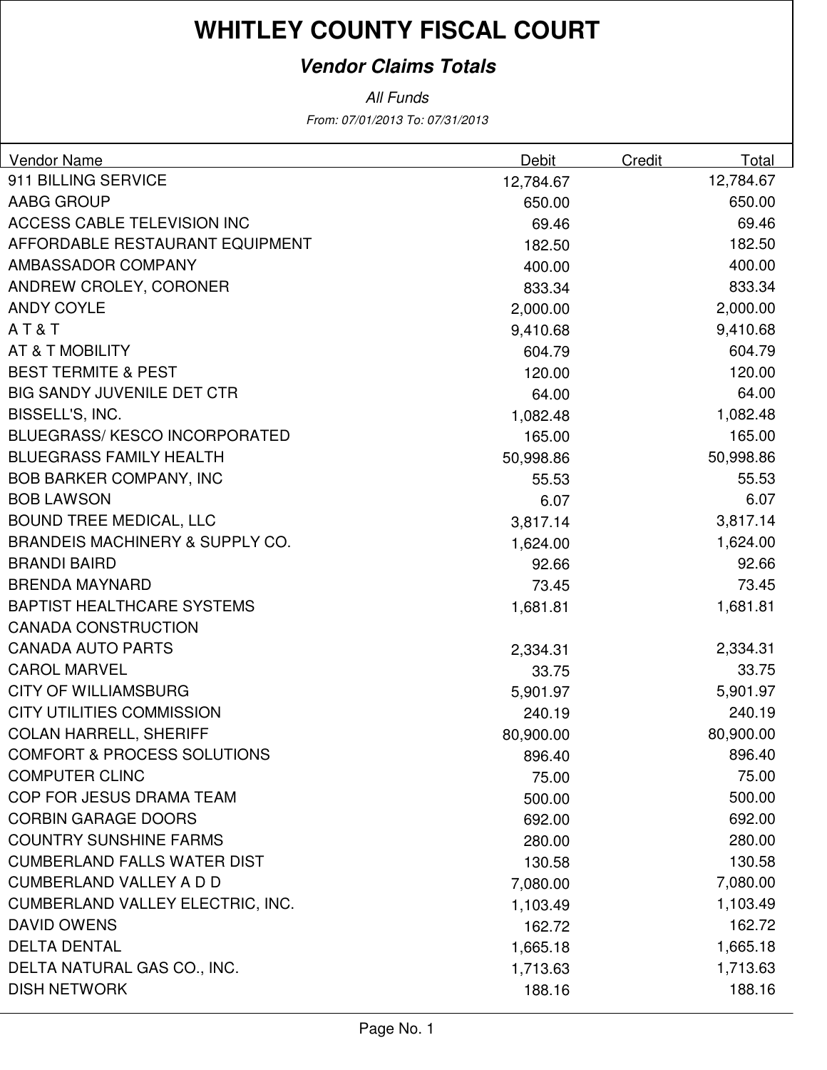# WHITLEY COUNTY FISCAL COURT

## *Vendor Claims Totals*

*All Funds*

*From: 07/01/2013 To: 07/31/2013*

| Vendor Name | Debit | Credit | Total |
|---|---|---|---|
| 911 BILLING SERVICE | 12,784.67 | | 12,784.67 |
| AABG GROUP | 650.00 | | 650.00 |
| ACCESS CABLE TELEVISION INC | 69.46 | | 69.46 |
| AFFORDABLE RESTAURANT EQUIPMENT | 182.50 | | 182.50 |
| AMBASSADOR COMPANY | 400.00 | | 400.00 |
| ANDREW CROLEY, CORONER | 833.34 | | 833.34 |
| ANDY COYLE | 2,000.00 | | 2,000.00 |
| A T & T | 9,410.68 | | 9,410.68 |
| AT & T MOBILITY | 604.79 | | 604.79 |
| BEST TERMITE & PEST | 120.00 | | 120.00 |
| BIG SANDY JUVENILE DET CTR | 64.00 | | 64.00 |
| BISSELL'S, INC. | 1,082.48 | | 1,082.48 |
| BLUEGRASS/ KESCO INCORPORATED | 165.00 | | 165.00 |
| BLUEGRASS FAMILY HEALTH | 50,998.86 | | 50,998.86 |
| BOB BARKER COMPANY, INC | 55.53 | | 55.53 |
| BOB LAWSON | 6.07 | | 6.07 |
| BOUND TREE MEDICAL, LLC | 3,817.14 | | 3,817.14 |
| BRANDEIS MACHINERY & SUPPLY CO. | 1,624.00 | | 1,624.00 |
| BRANDI BAIRD | 92.66 | | 92.66 |
| BRENDA MAYNARD | 73.45 | | 73.45 |
| BAPTIST HEALTHCARE SYSTEMS | 1,681.81 | | 1,681.81 |
| CANADA CONSTRUCTION | | | |
| CANADA AUTO PARTS | 2,334.31 | | 2,334.31 |
| CAROL MARVEL | 33.75 | | 33.75 |
| CITY OF WILLIAMSBURG | 5,901.97 | | 5,901.97 |
| CITY UTILITIES COMMISSION | 240.19 | | 240.19 |
| COLAN HARRELL, SHERIFF | 80,900.00 | | 80,900.00 |
| COMFORT & PROCESS SOLUTIONS | 896.40 | | 896.40 |
| COMPUTER CLINC | 75.00 | | 75.00 |
| COP FOR JESUS DRAMA TEAM | 500.00 | | 500.00 |
| CORBIN GARAGE DOORS | 692.00 | | 692.00 |
| COUNTRY SUNSHINE FARMS | 280.00 | | 280.00 |
| CUMBERLAND FALLS WATER DIST | 130.58 | | 130.58 |
| CUMBERLAND VALLEY A D D | 7,080.00 | | 7,080.00 |
| CUMBERLAND VALLEY ELECTRIC, INC. | 1,103.49 | | 1,103.49 |
| DAVID OWENS | 162.72 | | 162.72 |
| DELTA DENTAL | 1,665.18 | | 1,665.18 |
| DELTA NATURAL GAS CO., INC. | 1,713.63 | | 1,713.63 |
| DISH NETWORK | 188.16 | | 188.16 |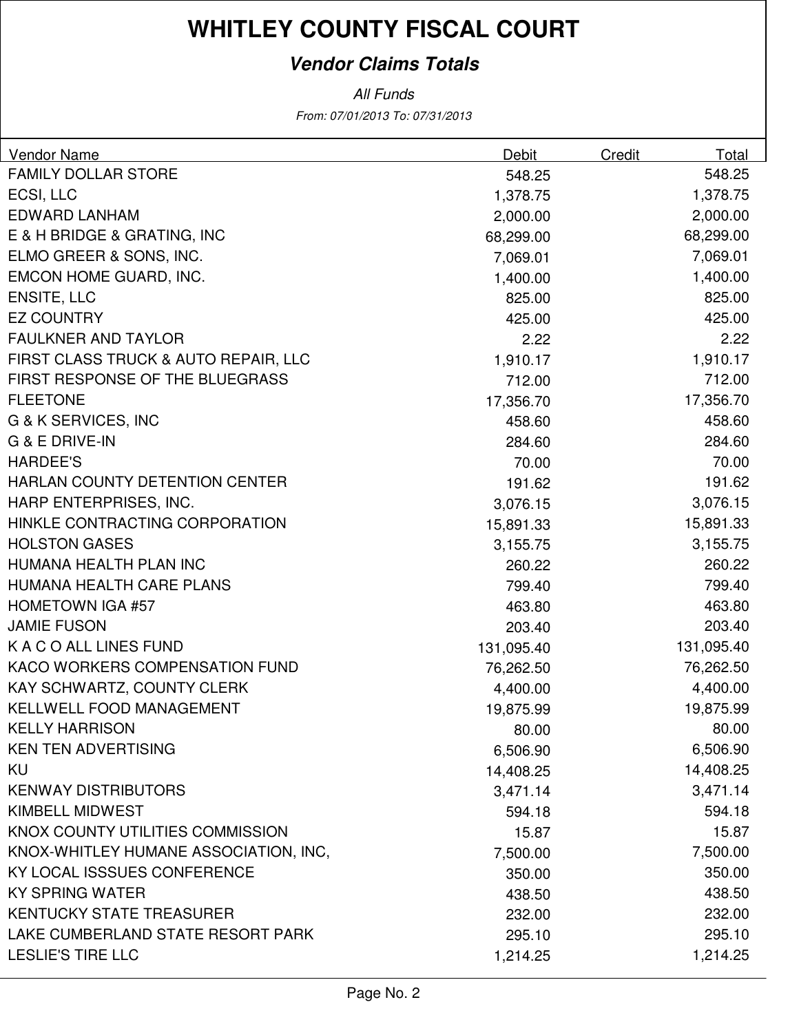# WHITLEY COUNTY FISCAL COURT

## *Vendor Claims Totals*

*All Funds*

*From: 07/01/2013 To: 07/31/2013*

| Vendor Name | Debit | Credit | Total |
|---|---|---|---|
| FAMILY DOLLAR STORE | 548.25 | | 548.25 |
| ECSI, LLC | 1,378.75 | | 1,378.75 |
| EDWARD LANHAM | 2,000.00 | | 2,000.00 |
| E & H BRIDGE & GRATING, INC | 68,299.00 | | 68,299.00 |
| ELMO GREER & SONS, INC. | 7,069.01 | | 7,069.01 |
| EMCON HOME GUARD, INC. | 1,400.00 | | 1,400.00 |
| ENSITE, LLC | 825.00 | | 825.00 |
| EZ COUNTRY | 425.00 | | 425.00 |
| FAULKNER AND TAYLOR | 2.22 | | 2.22 |
| FIRST CLASS TRUCK & AUTO REPAIR, LLC | 1,910.17 | | 1,910.17 |
| FIRST RESPONSE OF THE BLUEGRASS | 712.00 | | 712.00 |
| FLEETONE | 17,356.70 | | 17,356.70 |
| G & K SERVICES, INC | 458.60 | | 458.60 |
| G & E DRIVE-IN | 284.60 | | 284.60 |
| HARDEE'S | 70.00 | | 70.00 |
| HARLAN COUNTY DETENTION CENTER | 191.62 | | 191.62 |
| HARP ENTERPRISES, INC. | 3,076.15 | | 3,076.15 |
| HINKLE CONTRACTING CORPORATION | 15,891.33 | | 15,891.33 |
| HOLSTON GASES | 3,155.75 | | 3,155.75 |
| HUMANA HEALTH PLAN INC | 260.22 | | 260.22 |
| HUMANA HEALTH CARE PLANS | 799.40 | | 799.40 |
| HOMETOWN IGA #57 | 463.80 | | 463.80 |
| JAMIE FUSON | 203.40 | | 203.40 |
| K A C O ALL LINES FUND | 131,095.40 | | 131,095.40 |
| KACO WORKERS COMPENSATION FUND | 76,262.50 | | 76,262.50 |
| KAY SCHWARTZ, COUNTY CLERK | 4,400.00 | | 4,400.00 |
| KELLWELL FOOD MANAGEMENT | 19,875.99 | | 19,875.99 |
| KELLY HARRISON | 80.00 | | 80.00 |
| KEN TEN ADVERTISING | 6,506.90 | | 6,506.90 |
| KU | 14,408.25 | | 14,408.25 |
| KENWAY DISTRIBUTORS | 3,471.14 | | 3,471.14 |
| KIMBELL MIDWEST | 594.18 | | 594.18 |
| KNOX COUNTY UTILITIES COMMISSION | 15.87 | | 15.87 |
| KNOX-WHITLEY HUMANE ASSOCIATION, INC, | 7,500.00 | | 7,500.00 |
| KY LOCAL ISSSUES CONFERENCE | 350.00 | | 350.00 |
| KY SPRING WATER | 438.50 | | 438.50 |
| KENTUCKY STATE TREASURER | 232.00 | | 232.00 |
| LAKE CUMBERLAND STATE RESORT PARK | 295.10 | | 295.10 |
| LESLIE'S TIRE LLC | 1,214.25 | | 1,214.25 |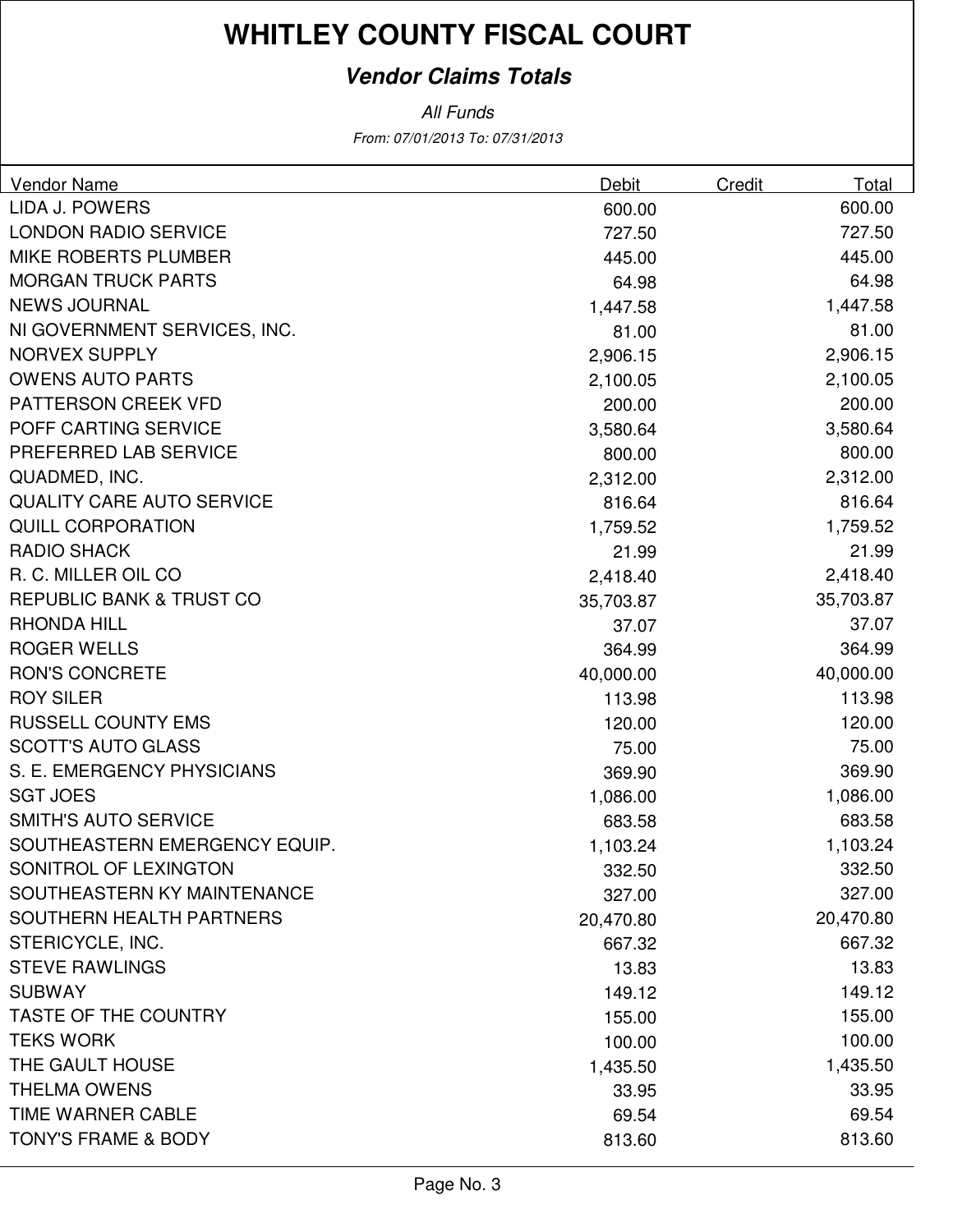# WHITLEY COUNTY FISCAL COURT

## *Vendor Claims Totals*

*All Funds*

*From: 07/01/2013 To: 07/31/2013*

| Vendor Name | Debit | Credit | Total |
|---|---|---|---|
| LIDA J. POWERS | 600.00 | | 600.00 |
| LONDON RADIO SERVICE | 727.50 | | 727.50 |
| MIKE ROBERTS PLUMBER | 445.00 | | 445.00 |
| MORGAN TRUCK PARTS | 64.98 | | 64.98 |
| NEWS JOURNAL | 1,447.58 | | 1,447.58 |
| NI GOVERNMENT SERVICES, INC. | 81.00 | | 81.00 |
| NORVEX SUPPLY | 2,906.15 | | 2,906.15 |
| OWENS AUTO PARTS | 2,100.05 | | 2,100.05 |
| PATTERSON CREEK VFD | 200.00 | | 200.00 |
| POFF CARTING SERVICE | 3,580.64 | | 3,580.64 |
| PREFERRED LAB SERVICE | 800.00 | | 800.00 |
| QUADMED, INC. | 2,312.00 | | 2,312.00 |
| QUALITY CARE AUTO SERVICE | 816.64 | | 816.64 |
| QUILL CORPORATION | 1,759.52 | | 1,759.52 |
| RADIO SHACK | 21.99 | | 21.99 |
| R. C. MILLER OIL CO | 2,418.40 | | 2,418.40 |
| REPUBLIC BANK & TRUST CO | 35,703.87 | | 35,703.87 |
| RHONDA HILL | 37.07 | | 37.07 |
| ROGER WELLS | 364.99 | | 364.99 |
| RON'S CONCRETE | 40,000.00 | | 40,000.00 |
| ROY SILER | 113.98 | | 113.98 |
| RUSSELL COUNTY EMS | 120.00 | | 120.00 |
| SCOTT'S AUTO GLASS | 75.00 | | 75.00 |
| S. E. EMERGENCY PHYSICIANS | 369.90 | | 369.90 |
| SGT JOES | 1,086.00 | | 1,086.00 |
| SMITH'S AUTO SERVICE | 683.58 | | 683.58 |
| SOUTHEASTERN EMERGENCY EQUIP. | 1,103.24 | | 1,103.24 |
| SONITROL OF LEXINGTON | 332.50 | | 332.50 |
| SOUTHEASTERN KY MAINTENANCE | 327.00 | | 327.00 |
| SOUTHERN HEALTH PARTNERS | 20,470.80 | | 20,470.80 |
| STERICYCLE, INC. | 667.32 | | 667.32 |
| STEVE RAWLINGS | 13.83 | | 13.83 |
| SUBWAY | 149.12 | | 149.12 |
| TASTE OF THE COUNTRY | 155.00 | | 155.00 |
| TEKS WORK | 100.00 | | 100.00 |
| THE GAULT HOUSE | 1,435.50 | | 1,435.50 |
| THELMA OWENS | 33.95 | | 33.95 |
| TIME WARNER CABLE | 69.54 | | 69.54 |
| TONY'S FRAME & BODY | 813.60 | | 813.60 |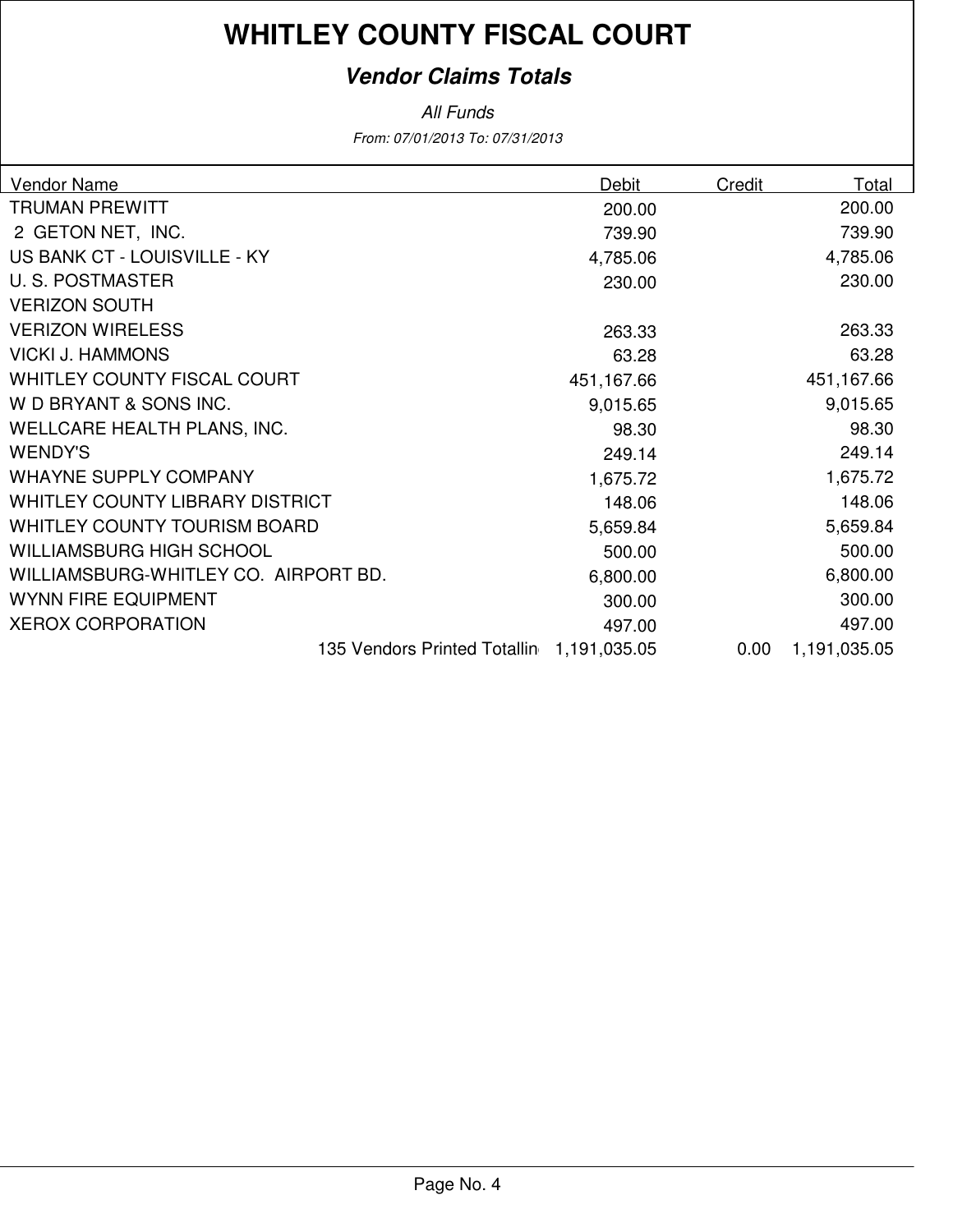# WHITLEY COUNTY FISCAL COURT

## *Vendor Claims Totals*

*All Funds*

*From: 07/01/2013 To: 07/31/2013*

| Vendor Name | Debit | Credit | Total |
|---|---|---|---|
| TRUMAN PREWITT | 200.00 | | 200.00 |
| 2 GETON NET, INC. | 739.90 | | 739.90 |
| US BANK CT - LOUISVILLE - KY | 4,785.06 | | 4,785.06 |
| U. S. POSTMASTER | 230.00 | | 230.00 |
| VERIZON SOUTH | | | |
| VERIZON WIRELESS | 263.33 | | 263.33 |
| VICKI J. HAMMONS | 63.28 | | 63.28 |
| WHITLEY COUNTY FISCAL COURT | 451,167.66 | | 451,167.66 |
| W D BRYANT & SONS INC. | 9,015.65 | | 9,015.65 |
| WELLCARE HEALTH PLANS, INC. | 98.30 | | 98.30 |
| WENDY'S | 249.14 | | 249.14 |
| WHAYNE SUPPLY COMPANY | 1,675.72 | | 1,675.72 |
| WHITLEY COUNTY LIBRARY DISTRICT | 148.06 | | 148.06 |
| WHITLEY COUNTY TOURISM BOARD | 5,659.84 | | 5,659.84 |
| WILLIAMSBURG HIGH SCHOOL | 500.00 | | 500.00 |
| WILLIAMSBURG-WHITLEY CO. AIRPORT BD. | 6,800.00 | | 6,800.00 |
| WYNN FIRE EQUIPMENT | 300.00 | | 300.00 |
| XEROX CORPORATION | 497.00 | | 497.00 |
| 135 Vendors Printed Totallin | 1,191,035.05 | 0.00 | 1,191,035.05 |